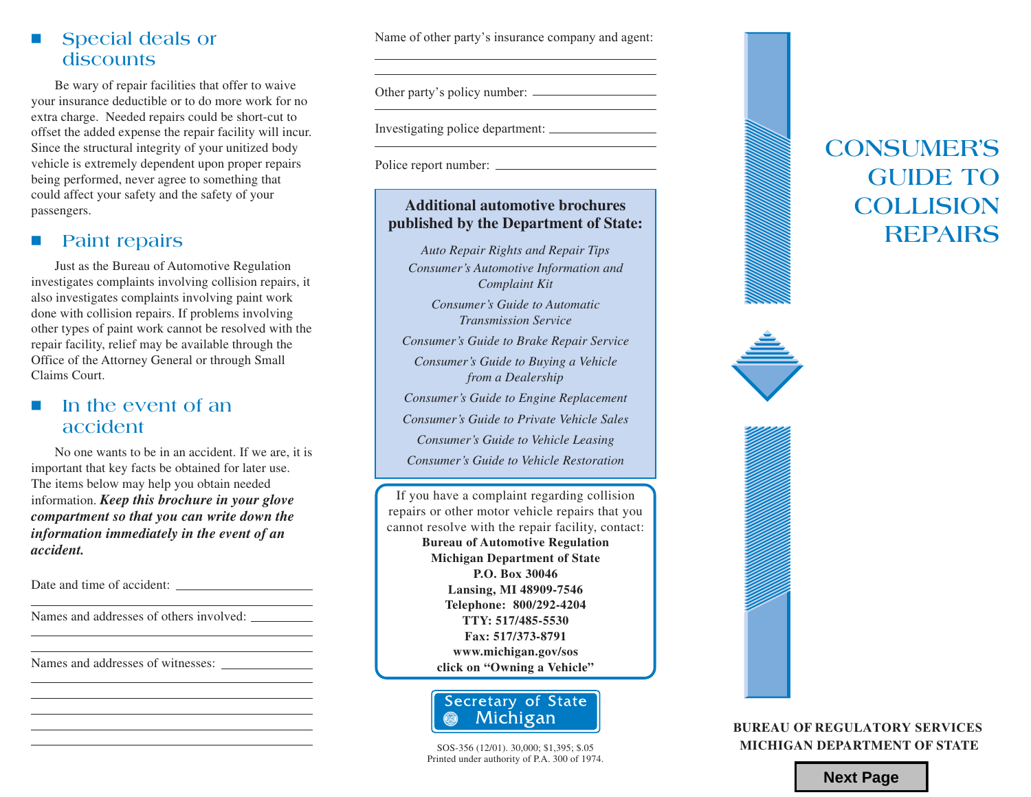## Special deals or discounts

Be wary of repair facilities that offer to waive your insurance deductible or to do more work for no extra charge. Needed repairs could be short-cut to offset the added expense the repair facility will incur. Since the structural integrity of your unitized body vehicle is extremely dependent upon proper repairs being performed, never agree to something that could affect your safety and the safety of your passengers.

## Paint repairs

Just as the Bureau of Automotive Regulation investigates complaints involving collision repairs, it also investigates complaints involving paint work done with collision repairs. If problems involving other types of paint work cannot be resolved with the repair facility, relief may be available through the Office of the Attorney General or through Small Claims Court.

## In the event of an accident

No one wants to be in an accident. If we are, it is important that key facts be obtained for later use. The items below may help you obtain needed information. ***Keep this brochure in your glove compartment so that you can write down the information immediately in the event of an accident.***

Date and time of accident: ______________________

______________________________________________

Names and addresses of others involved: __________

______________________________________________

______________________________________________

Names and addresses of witnesses: _______________

______________________________________________

______________________________________________

______________________________________________

______________________________________________

______________________________________________

Name of other party's insurance company and agent:

______________________________________________

______________________________________________

Other party's policy number: ____________________

______________________________________________

Investigating police department: _________________

______________________________________________

Police report number: _________________________

**Additional automotive brochures published by the Department of State:**

*Auto Repair Rights and Repair Tips*

*Consumer's Automotive Information and Complaint Kit*

*Consumer's Guide to Automatic Transmission Service*

*Consumer's Guide to Brake Repair Service*

*Consumer's Guide to Buying a Vehicle from a Dealership*

*Consumer's Guide to Engine Replacement*

*Consumer's Guide to Private Vehicle Sales*

*Consumer's Guide to Vehicle Leasing*

*Consumer's Guide to Vehicle Restoration*

If you have a complaint regarding collision repairs or other motor vehicle repairs that you cannot resolve with the repair facility, contact:

**Bureau of Automotive Regulation**
**Michigan Department of State**
**P.O. Box 30046**
**Lansing, MI 48909-7546**
**Telephone: 800/292-4204**
**TTY: 517/485-5530**
**Fax: 517/373-8791**
**www.michigan.gov/sos**
**click on "Owning a Vehicle"**

Secretary of State Michigan

SOS-356 (12/01). 30,000; $1,395; $.05
Printed under authority of P.A. 300 of 1974.

# CONSUMER'S GUIDE TO COLLISION REPAIRS

**BUREAU OF REGULATORY SERVICES**
**MICHIGAN DEPARTMENT OF STATE**

Next Page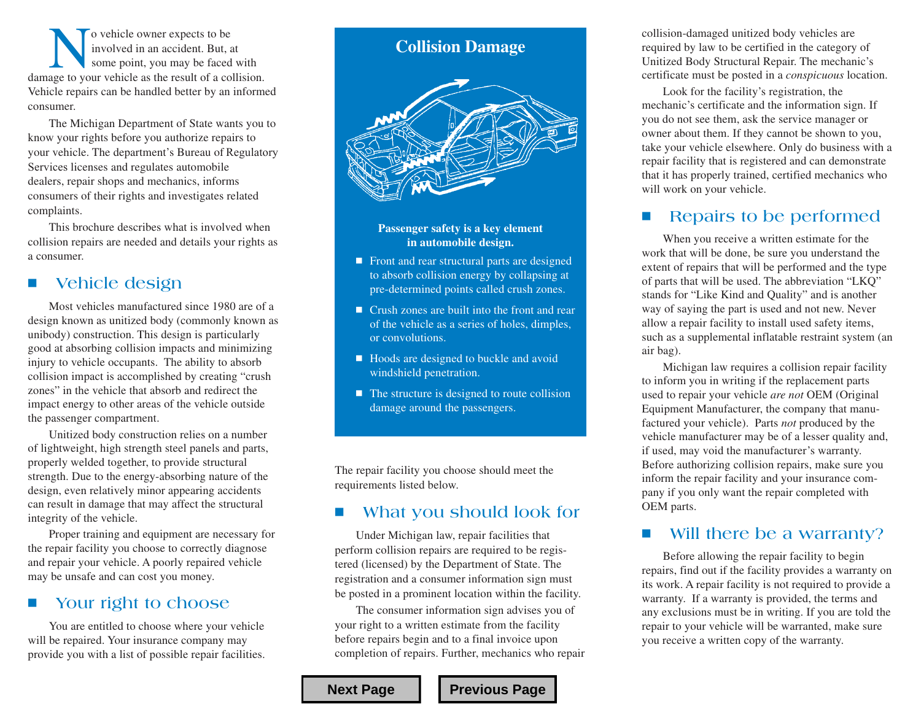No vehicle owner expects to be involved in an accident. But, at some point, you may be faced with damage to your vehicle as the result of a collision. Vehicle repairs can be handled better by an informed consumer.

The Michigan Department of State wants you to know your rights before you authorize repairs to your vehicle. The department's Bureau of Regulatory Services licenses and regulates automobile dealers, repair shops and mechanics, informs consumers of their rights and investigates related complaints.

This brochure describes what is involved when collision repairs are needed and details your rights as a consumer.

## Vehicle design

Most vehicles manufactured since 1980 are of a design known as unitized body (commonly known as unibody) construction. This design is particularly good at absorbing collision impacts and minimizing injury to vehicle occupants. The ability to absorb collision impact is accomplished by creating "crush zones" in the vehicle that absorb and redirect the impact energy to other areas of the vehicle outside the passenger compartment.

Unitized body construction relies on a number of lightweight, high strength steel panels and parts, properly welded together, to provide structural strength. Due to the energy-absorbing nature of the design, even relatively minor appearing accidents can result in damage that may affect the structural integrity of the vehicle.

Proper training and equipment are necessary for the repair facility you choose to correctly diagnose and repair your vehicle. A poorly repaired vehicle may be unsafe and can cost you money.

## Your right to choose

You are entitled to choose where your vehicle will be repaired. Your insurance company may provide you with a list of possible repair facilities.

## Collision Damage

**Passenger safety is a key element in automobile design.**

- Front and rear structural parts are designed to absorb collision energy by collapsing at pre-determined points called crush zones.
- Crush zones are built into the front and rear of the vehicle as a series of holes, dimples, or convolutions.
- Hoods are designed to buckle and avoid windshield penetration.
- The structure is designed to route collision damage around the passengers.

The repair facility you choose should meet the requirements listed below.

## What you should look for

Under Michigan law, repair facilities that perform collision repairs are required to be registered (licensed) by the Department of State. The registration and a consumer information sign must be posted in a prominent location within the facility.

The consumer information sign advises you of your right to a written estimate from the facility before repairs begin and to a final invoice upon completion of repairs. Further, mechanics who repair collision-damaged unitized body vehicles are required by law to be certified in the category of Unitized Body Structural Repair. The mechanic's certificate must be posted in a *conspicuous* location.

Look for the facility's registration, the mechanic's certificate and the information sign. If you do not see them, ask the service manager or owner about them. If they cannot be shown to you, take your vehicle elsewhere. Only do business with a repair facility that is registered and can demonstrate that it has properly trained, certified mechanics who will work on your vehicle.

## Repairs to be performed

When you receive a written estimate for the work that will be done, be sure you understand the extent of repairs that will be performed and the type of parts that will be used. The abbreviation "LKQ" stands for "Like Kind and Quality" and is another way of saying the part is used and not new. Never allow a repair facility to install used safety items, such as a supplemental inflatable restraint system (an air bag).

Michigan law requires a collision repair facility to inform you in writing if the replacement parts used to repair your vehicle *are not* OEM (Original Equipment Manufacturer, the company that manufactured your vehicle). Parts *not* produced by the vehicle manufacturer may be of a lesser quality and, if used, may void the manufacturer's warranty. Before authorizing collision repairs, make sure you inform the repair facility and your insurance company if you only want the repair completed with OEM parts.

## Will there be a warranty?

Before allowing the repair facility to begin repairs, find out if the facility provides a warranty on its work. A repair facility is not required to provide a warranty. If a warranty is provided, the terms and any exclusions must be in writing. If you are told the repair to your vehicle will be warranted, make sure you receive a written copy of the warranty.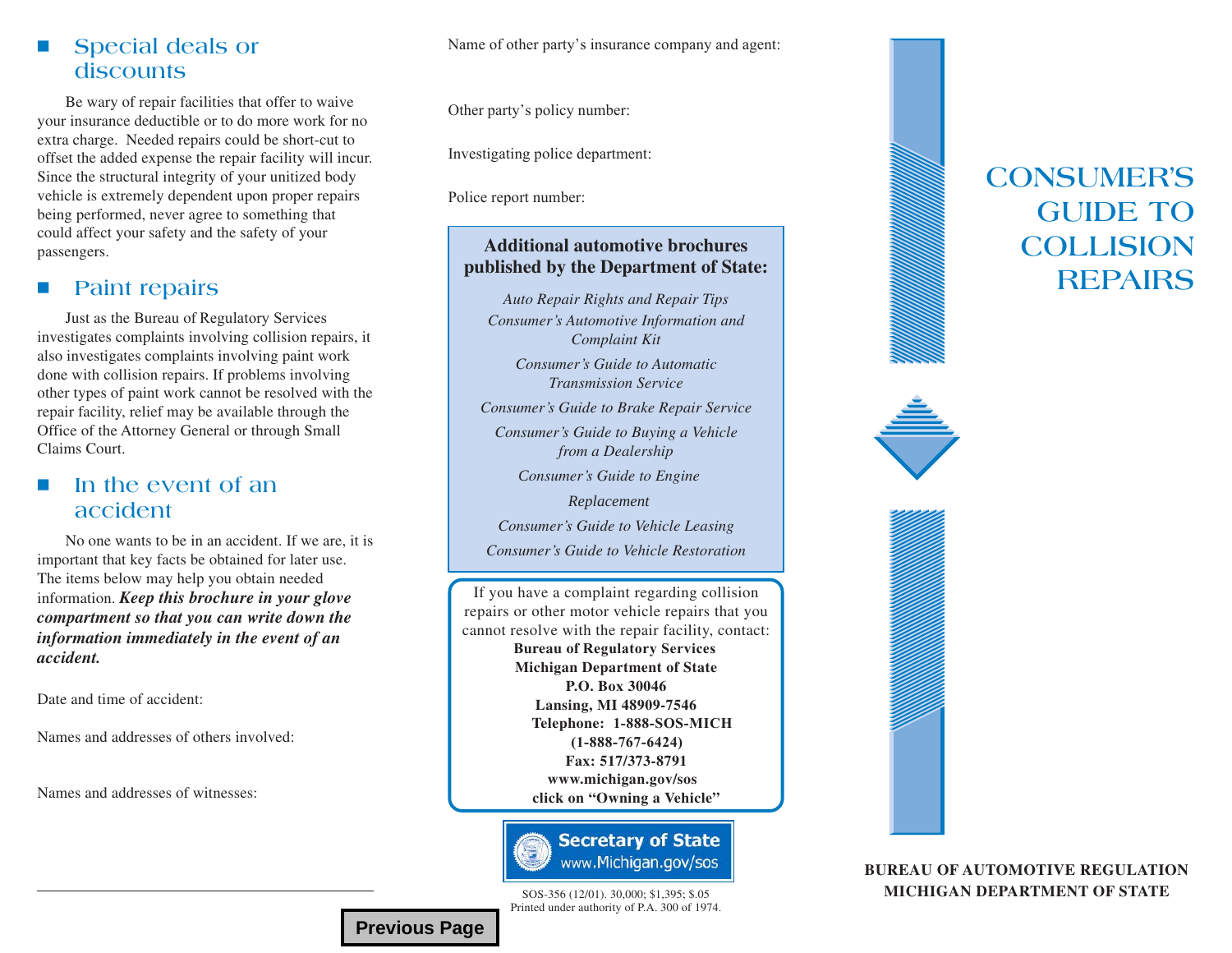## Special deals or discounts

Be wary of repair facilities that offer to waive your insurance deductible or to do more work for no extra charge. Needed repairs could be short-cut to offset the added expense the repair facility will incur. Since the structural integrity of your unitized body vehicle is extremely dependent upon proper repairs being performed, never agree to something that could affect your safety and the safety of your passengers.

## Paint repairs

Just as the Bureau of Regulatory Services investigates complaints involving collision repairs, it also investigates complaints involving paint work done with collision repairs. If problems involving other types of paint work cannot be resolved with the repair facility, relief may be available through the Office of the Attorney General or through Small Claims Court.

## In the event of an accident

No one wants to be in an accident. If we are, it is important that key facts be obtained for later use. The items below may help you obtain needed information. ***Keep this brochure in your glove compartment so that you can write down the information immediately in the event of an accident.***

Date and time of accident:

Names and addresses of others involved:

Names and addresses of witnesses:

Name of other party's insurance company and agent:

Other party's policy number:

Investigating police department:

Police report number:

**Additional automotive brochures published by the Department of State:**

*Auto Repair Rights and Repair Tips*

*Consumer's Automotive Information and Complaint Kit*

*Consumer's Guide to Automatic Transmission Service*

*Consumer's Guide to Brake Repair Service*

*Consumer's Guide to Buying a Vehicle from a Dealership*

*Consumer's Guide to Engine Replacement*

*Consumer's Guide to Vehicle Leasing*

*Consumer's Guide to Vehicle Restoration*

If you have a complaint regarding collision repairs or other motor vehicle repairs that you cannot resolve with the repair facility, contact:

**Bureau of Regulatory Services**
**Michigan Department of State**
**P.O. Box 30046**
**Lansing, MI 48909-7546**
**Telephone: 1-888-SOS-MICH**
**(1-888-767-6424)**
**Fax: 517/373-8791**
**www.michigan.gov/sos**
**click on "Owning a Vehicle"**

Secretary of State
www.Michigan.gov/sos

SOS-356 (12/01). 30,000; $1,395; $.05
Printed under authority of P.A. 300 of 1974.

# CONSUMER'S GUIDE TO COLLISION REPAIRS

**BUREAU OF AUTOMOTIVE REGULATION**
**MICHIGAN DEPARTMENT OF STATE**

Previous Page